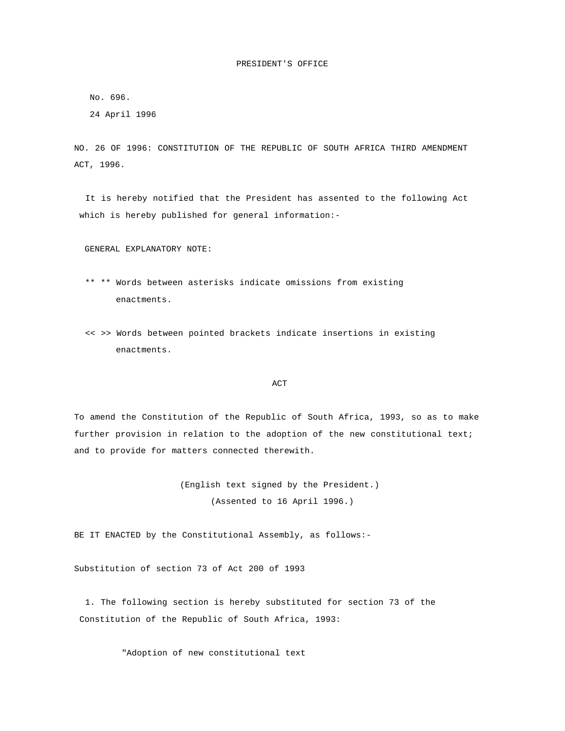# PRESIDENT'S OFFICE

No. 696.

24 April 1996

NO. 26 OF 1996: CONSTITUTION OF THE REPUBLIC OF SOUTH AFRICA THIRD AMENDMENT ACT, 1996.

It is hereby notified that the President has assented to the following Act which is hereby published for general information:-

GENERAL EXPLANATORY NOTE:

** ** Words between asterisks indicate omissions from existing enactments.

<< >> Words between pointed brackets indicate insertions in existing enactments.

## ACT

To amend the Constitution of the Republic of South Africa, 1993, so as to make further provision in relation to the adoption of the new constitutional text; and to provide for matters connected therewith.

(English text signed by the President.)

(Assented to 16 April 1996.)

BE IT ENACTED by the Constitutional Assembly, as follows:-

### Substitution of section 73 of Act 200 of 1993

1. The following section is hereby substituted for section 73 of the Constitution of the Republic of South Africa, 1993:

"Adoption of new constitutional text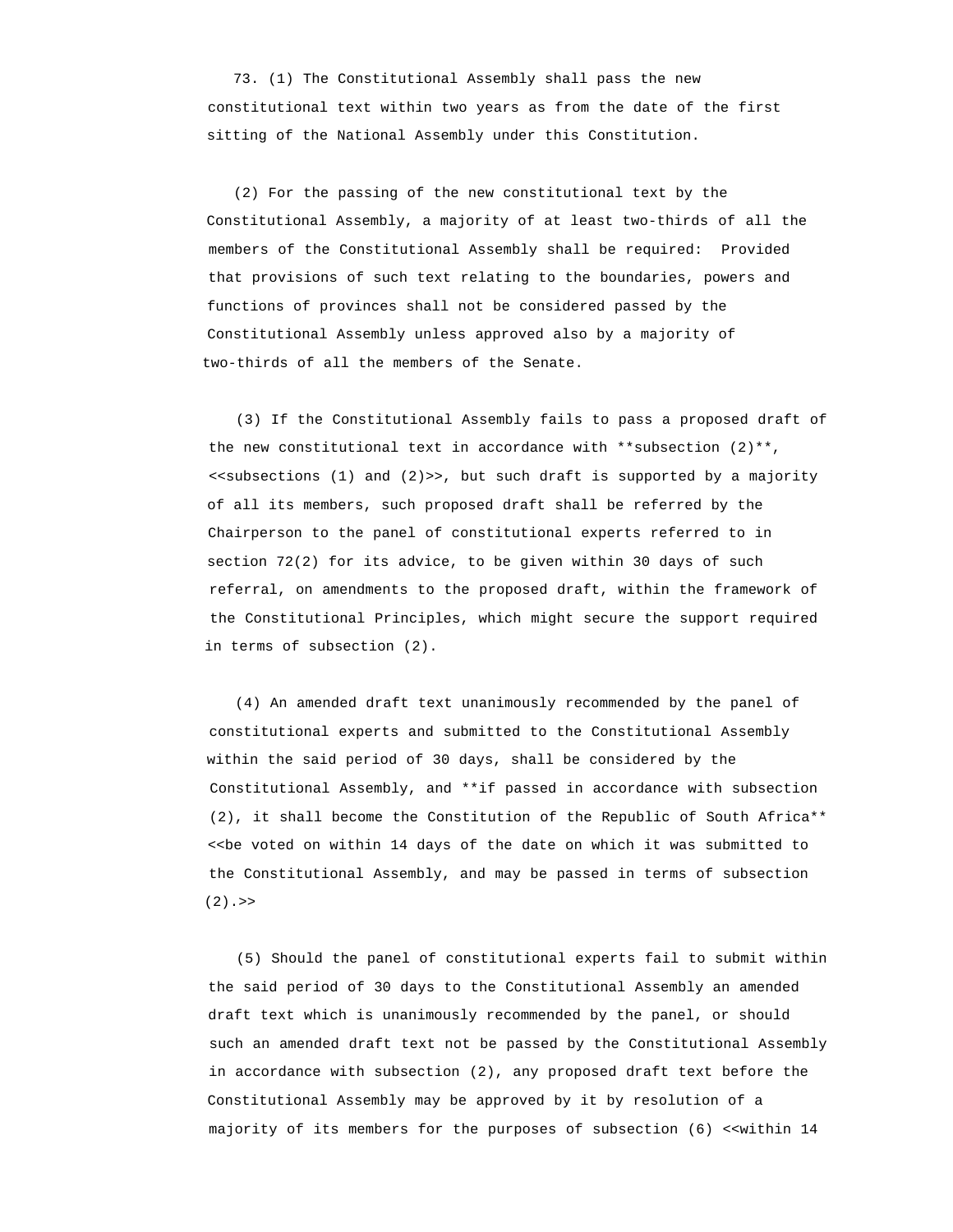73. (1) The Constitutional Assembly shall pass the new constitutional text within two years as from the date of the first sitting of the National Assembly under this Constitution.

(2) For the passing of the new constitutional text by the Constitutional Assembly, a majority of at least two-thirds of all the members of the Constitutional Assembly shall be required: Provided that provisions of such text relating to the boundaries, powers and functions of provinces shall not be considered passed by the Constitutional Assembly unless approved also by a majority of two-thirds of all the members of the Senate.

(3) If the Constitutional Assembly fails to pass a proposed draft of the new constitutional text in accordance with **subsection (2)**, <<subsections (1) and (2)>>, but such draft is supported by a majority of all its members, such proposed draft shall be referred by the Chairperson to the panel of constitutional experts referred to in section 72(2) for its advice, to be given within 30 days of such referral, on amendments to the proposed draft, within the framework of the Constitutional Principles, which might secure the support required in terms of subsection (2).

(4) An amended draft text unanimously recommended by the panel of constitutional experts and submitted to the Constitutional Assembly within the said period of 30 days, shall be considered by the Constitutional Assembly, and **if passed in accordance with subsection (2), it shall become the Constitution of the Republic of South Africa** <<be voted on within 14 days of the date on which it was submitted to the Constitutional Assembly, and may be passed in terms of subsection (2).>>

(5) Should the panel of constitutional experts fail to submit within the said period of 30 days to the Constitutional Assembly an amended draft text which is unanimously recommended by the panel, or should such an amended draft text not be passed by the Constitutional Assembly in accordance with subsection (2), any proposed draft text before the Constitutional Assembly may be approved by it by resolution of a majority of its members for the purposes of subsection (6) <<within 14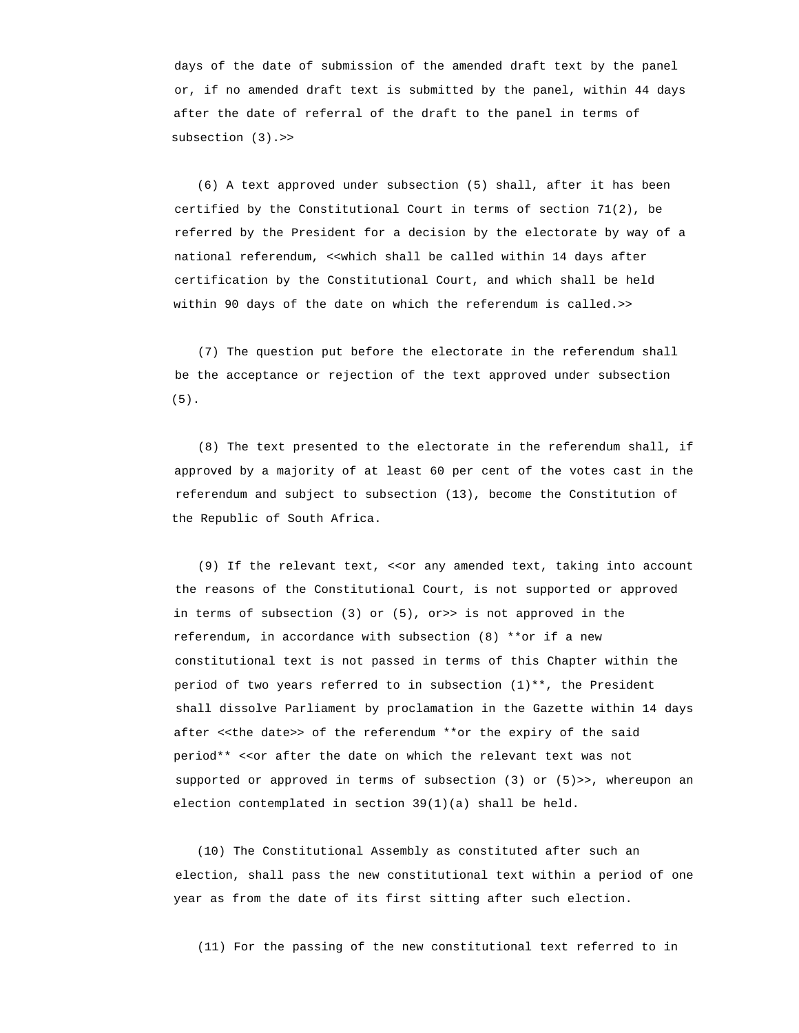days of the date of submission of the amended draft text by the panel or, if no amended draft text is submitted by the panel, within 44 days after the date of referral of the draft to the panel in terms of subsection (3).>>

(6) A text approved under subsection (5) shall, after it has been certified by the Constitutional Court in terms of section 71(2), be referred by the President for a decision by the electorate by way of a national referendum, <<which shall be called within 14 days after certification by the Constitutional Court, and which shall be held within 90 days of the date on which the referendum is called.>>

(7) The question put before the electorate in the referendum shall be the acceptance or rejection of the text approved under subsection (5).

(8) The text presented to the electorate in the referendum shall, if approved by a majority of at least 60 per cent of the votes cast in the referendum and subject to subsection (13), become the Constitution of the Republic of South Africa.

(9) If the relevant text, <<or any amended text, taking into account the reasons of the Constitutional Court, is not supported or approved in terms of subsection (3) or (5), or>> is not approved in the referendum, in accordance with subsection (8) **or if a new constitutional text is not passed in terms of this Chapter within the period of two years referred to in subsection (1)**, the President shall dissolve Parliament by proclamation in the Gazette within 14 days after <<the date>> of the referendum **or the expiry of the said period** <<or after the date on which the relevant text was not supported or approved in terms of subsection (3) or (5)>>, whereupon an election contemplated in section 39(1)(a) shall be held.

(10) The Constitutional Assembly as constituted after such an election, shall pass the new constitutional text within a period of one year as from the date of its first sitting after such election.

(11) For the passing of the new constitutional text referred to in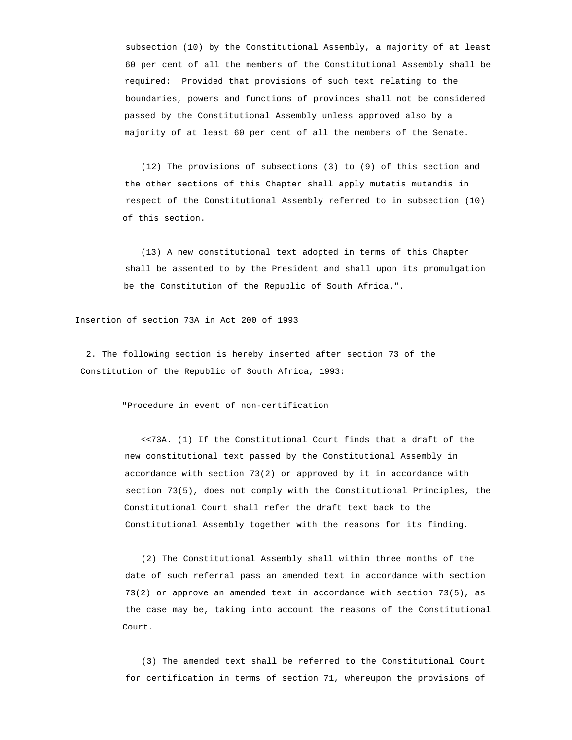subsection (10) by the Constitutional Assembly, a majority of at least 60 per cent of all the members of the Constitutional Assembly shall be required:  Provided that provisions of such text relating to the boundaries, powers and functions of provinces shall not be considered passed by the Constitutional Assembly unless approved also by a majority of at least 60 per cent of all the members of the Senate.

(12) The provisions of subsections (3) to (9) of this section and the other sections of this Chapter shall apply mutatis mutandis in respect of the Constitutional Assembly referred to in subsection (10) of this section.

(13) A new constitutional text adopted in terms of this Chapter shall be assented to by the President and shall upon its promulgation be the Constitution of the Republic of South Africa.".

Insertion of section 73A in Act 200 of 1993

2. The following section is hereby inserted after section 73 of the Constitution of the Republic of South Africa, 1993:

"Procedure in event of non-certification

<<73A. (1) If the Constitutional Court finds that a draft of the new constitutional text passed by the Constitutional Assembly in accordance with section 73(2) or approved by it in accordance with section 73(5), does not comply with the Constitutional Principles, the Constitutional Court shall refer the draft text back to the Constitutional Assembly together with the reasons for its finding.

(2) The Constitutional Assembly shall within three months of the date of such referral pass an amended text in accordance with section 73(2) or approve an amended text in accordance with section 73(5), as the case may be, taking into account the reasons of the Constitutional Court.

(3) The amended text shall be referred to the Constitutional Court for certification in terms of section 71, whereupon the provisions of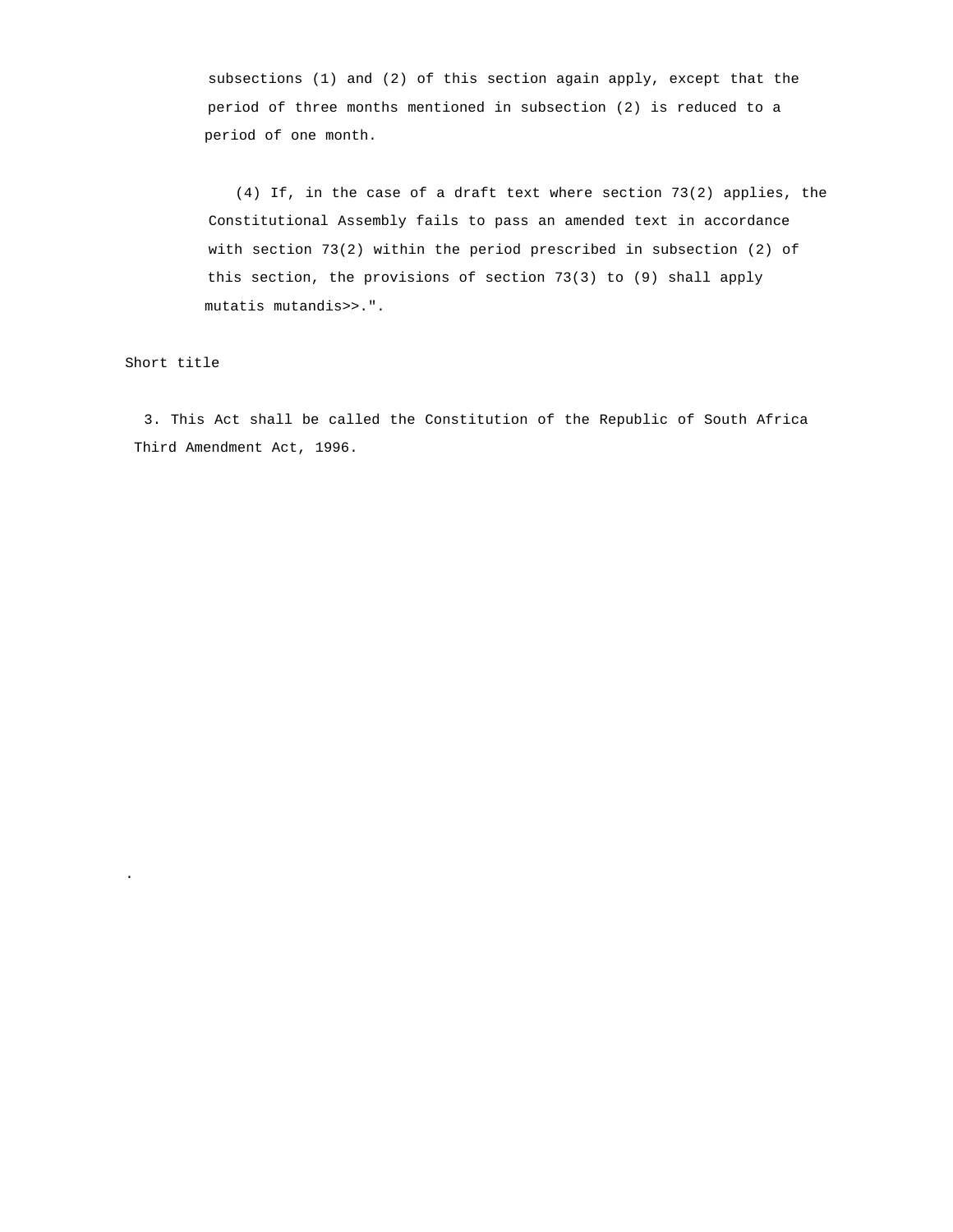subsections (1) and (2) of this section again apply, except that the period of three months mentioned in subsection (2) is reduced to a period of one month.

(4) If, in the case of a draft text where section 73(2) applies, the Constitutional Assembly fails to pass an amended text in accordance with section 73(2) within the period prescribed in subsection (2) of this section, the provisions of section 73(3) to (9) shall apply mutatis mutandis>>.".

Short title

3. This Act shall be called the Constitution of the Republic of South Africa Third Amendment Act, 1996.

.